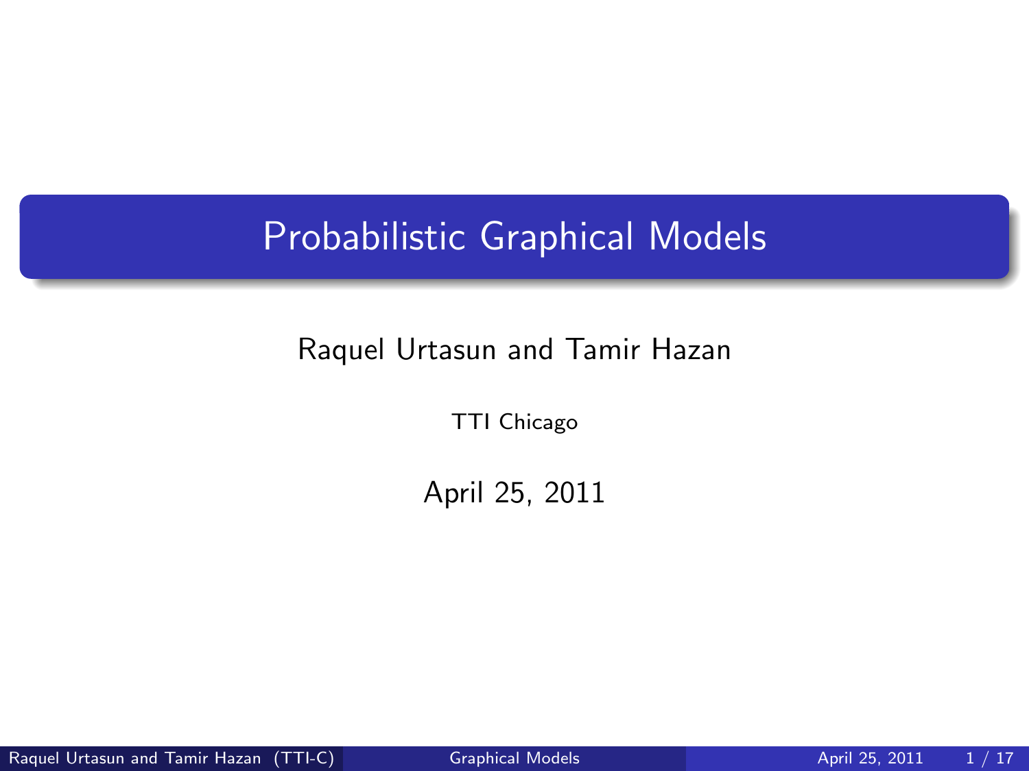# Probabilistic Graphical Models

Raquel Urtasun and Tamir Hazan

TTI Chicago

April 25, 2011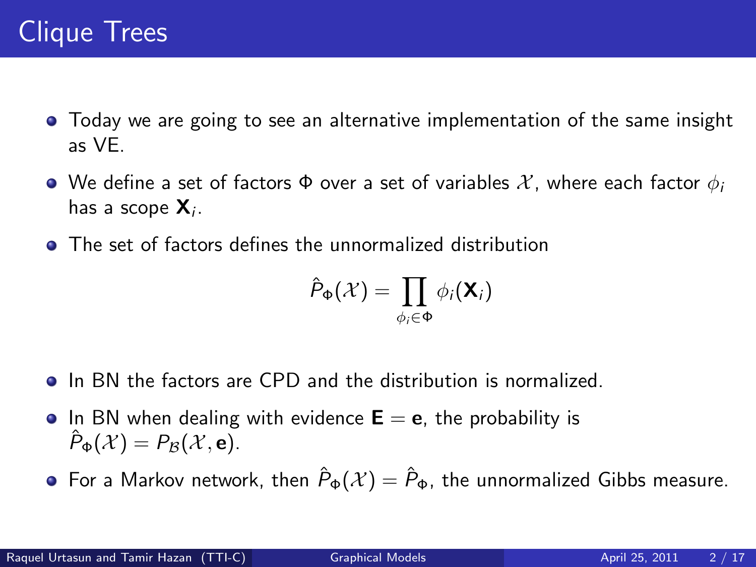# Clique Trees

- Today we are going to see an alternative implementation of the same insight as VE.
- We define a set of factors $\Phi$ over a set of variables $\mathcal{X}$, where each factor $\phi_i$ has a scope $\mathbf{X}_i$.
- The set of factors defines the unnormalized distribution

$$\hat{P}_\Phi(\mathcal{X}) = \prod_{\phi_i \in \Phi} \phi_i(\mathbf{X}_i)$$

- In BN the factors are CPD and the distribution is normalized.
- In BN when dealing with evidence $\mathbf{E} = \mathbf{e}$, the probability is $\hat{P}_\Phi(\mathcal{X}) = P_\mathcal{B}(\mathcal{X}, \mathbf{e})$.
- For a Markov network, then $\hat{P}_\Phi(\mathcal{X}) = \hat{P}_\Phi$, the unnormalized Gibbs measure.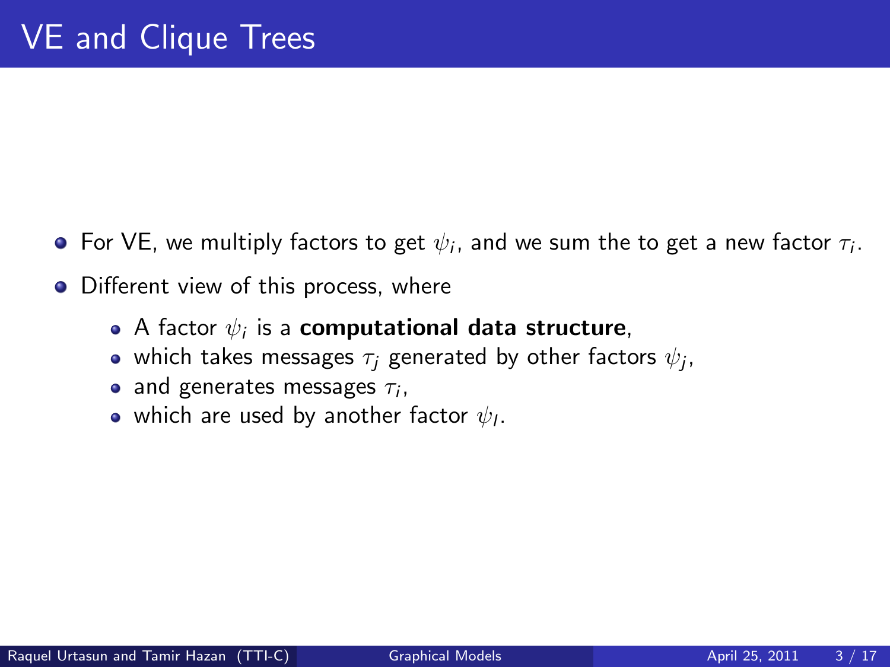# VE and Clique Trees

- For VE, we multiply factors to get $\psi_i$, and we sum the to get a new factor $\tau_i$.
- Different view of this process, where
  - A factor $\psi_i$ is a **computational data structure**,
  - which takes messages $\tau_j$ generated by other factors $\psi_j$,
  - and generates messages $\tau_i$,
  - which are used by another factor $\psi_l$.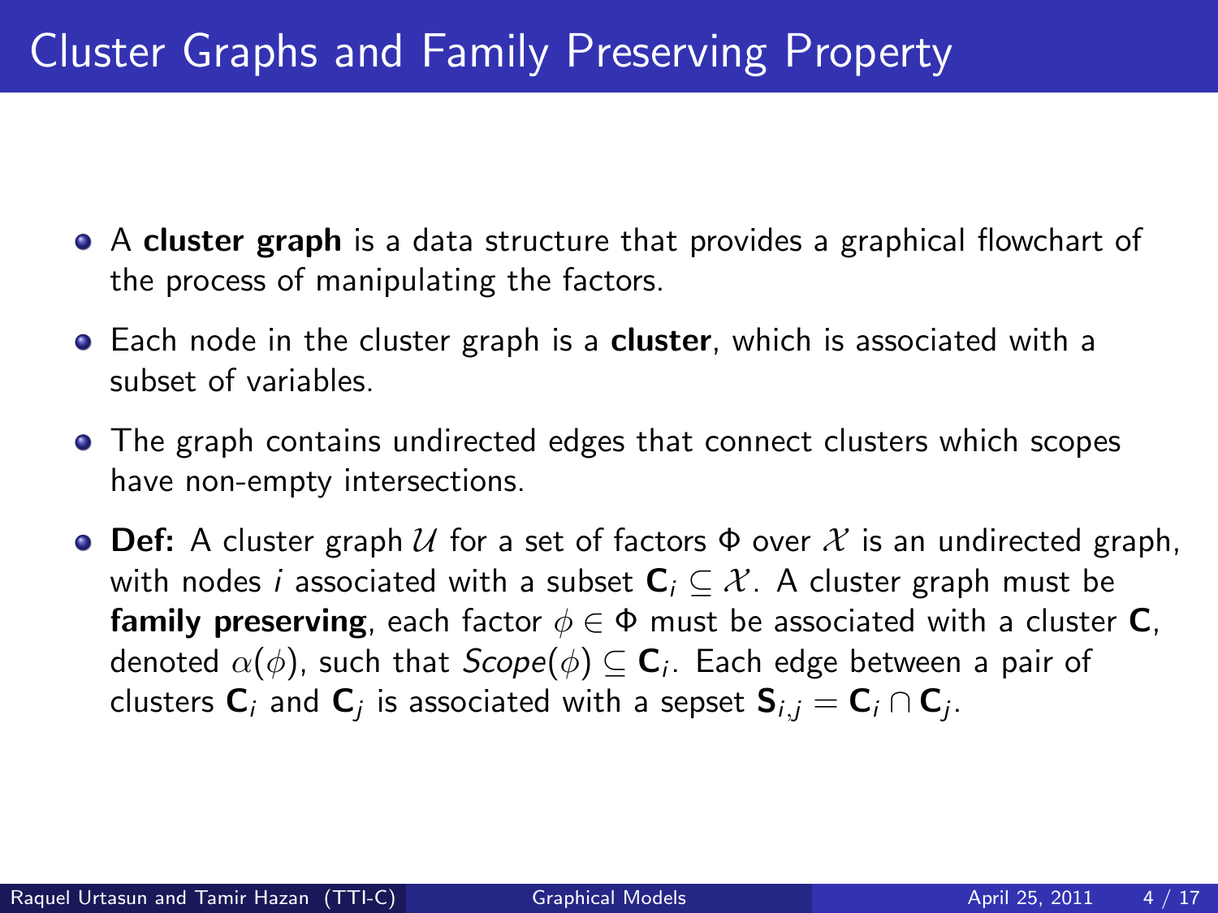# Cluster Graphs and Family Preserving Property

- A **cluster graph** is a data structure that provides a graphical flowchart of the process of manipulating the factors.
- Each node in the cluster graph is a **cluster**, which is associated with a subset of variables.
- The graph contains undirected edges that connect clusters which scopes have non-empty intersections.
- **Def:** A cluster graph $\mathcal{U}$ for a set of factors $\Phi$ over $\mathcal{X}$ is an undirected graph, with nodes $i$ associated with a subset $\mathbf{C}_i \subseteq \mathcal{X}$. A cluster graph must be **family preserving**, each factor $\phi \in \Phi$ must be associated with a cluster $\mathbf{C}$, denoted $\alpha(\phi)$, such that $Scope(\phi) \subseteq \mathbf{C}_i$. Each edge between a pair of clusters $\mathbf{C}_i$ and $\mathbf{C}_j$ is associated with a sepset $\mathbf{S}_{i,j} = \mathbf{C}_i \cap \mathbf{C}_j$.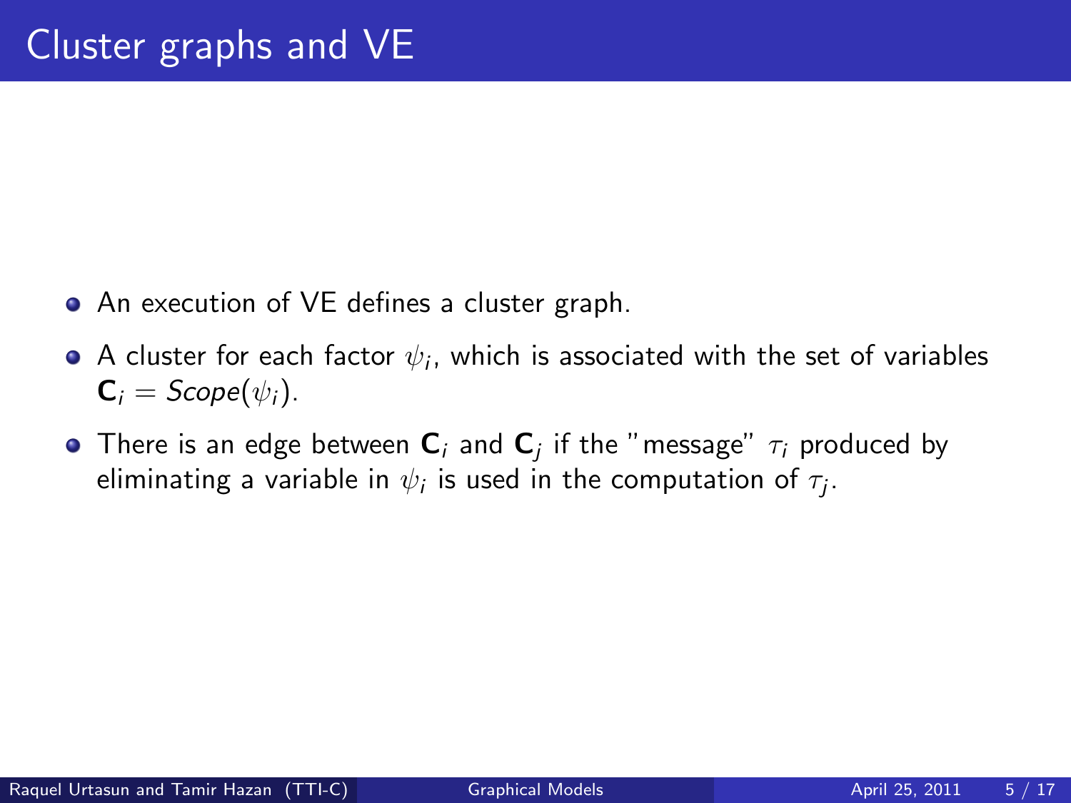# Cluster graphs and VE

- An execution of VE defines a cluster graph.
- A cluster for each factor $\psi_i$, which is associated with the set of variables $\mathbf{C}_i = Scope(\psi_i)$.
- There is an edge between $\mathbf{C}_i$ and $\mathbf{C}_j$ if the "message" $\tau_i$ produced by eliminating a variable in $\psi_i$ is used in the computation of $\tau_j$.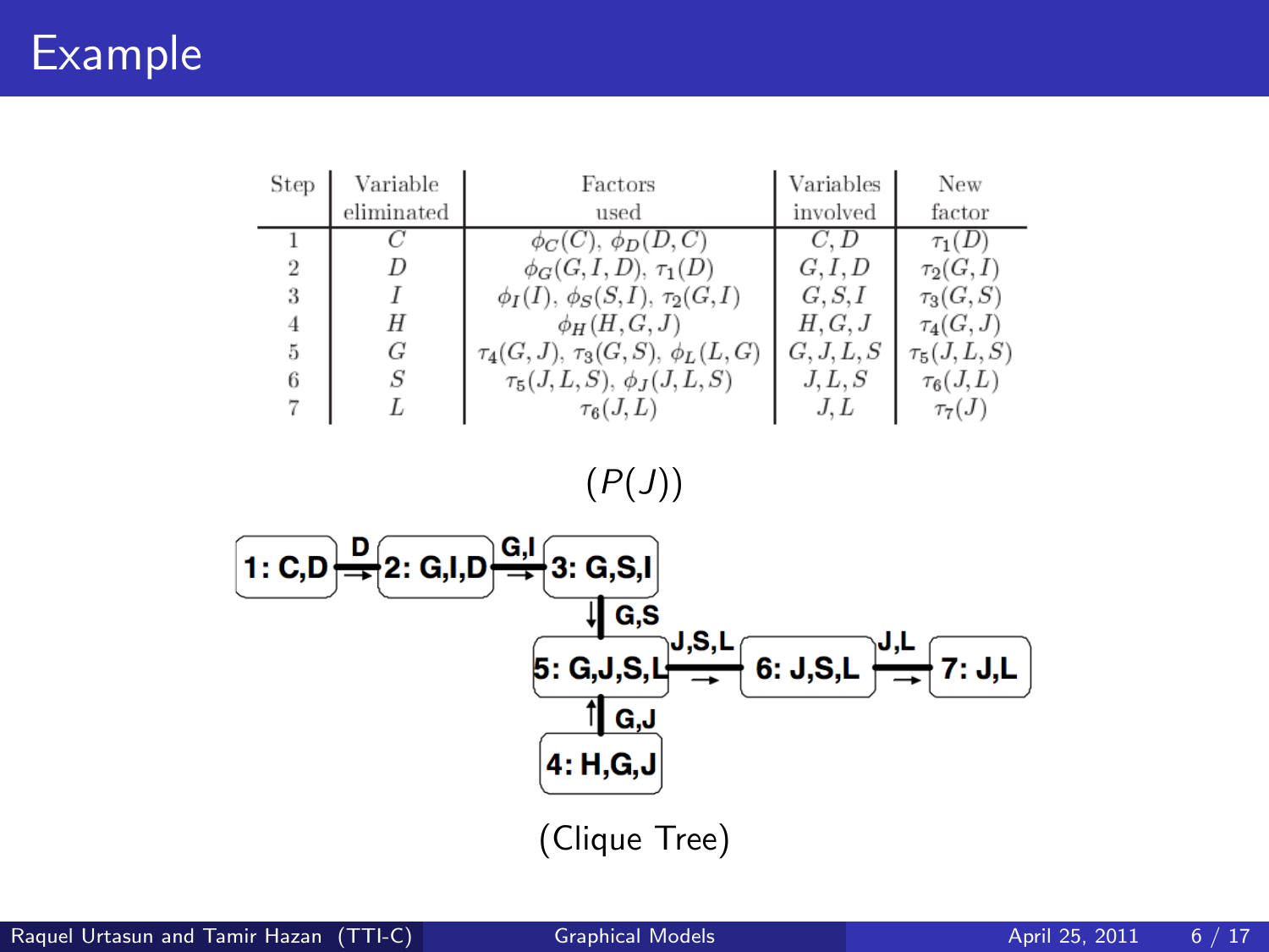# Example

| Step | Variable eliminated | Factors used | Variables involved | New factor |
|---|---|---|---|---|
| 1 | $C$ | $\phi_C(C)$, $\phi_D(D,C)$ | $C, D$ | $\tau_1(D)$ |
| 2 | $D$ | $\phi_G(G,I,D)$, $\tau_1(D)$ | $G, I, D$ | $\tau_2(G,I)$ |
| 3 | $I$ | $\phi_I(I)$, $\phi_S(S,I)$, $\tau_2(G,I)$ | $G, S, I$ | $\tau_3(G,S)$ |
| 4 | $H$ | $\phi_H(H,G,J)$ | $H, G, J$ | $\tau_4(G,J)$ |
| 5 | $G$ | $\tau_4(G,J)$, $\tau_3(G,S)$, $\phi_L(L,G)$ | $G, J, L, S$ | $\tau_5(J,L,S)$ |
| 6 | $S$ | $\tau_5(J,L,S)$, $\phi_J(J,L,S)$ | $J, L, S$ | $\tau_6(J,L)$ |
| 7 | $L$ | $\tau_6(J,L)$ | $J, L$ | $\tau_7(J)$ |

$(P(J))$

1: C,D —D→ 2: G,I,D —G,I→ 3: G,S,I —G,S→ 5: G,J,S,L —J,S,L→ 6: J,S,L —J,L→ 7: J,L

4: H,G,J —G,J→ 5: G,J,S,L

(Clique Tree)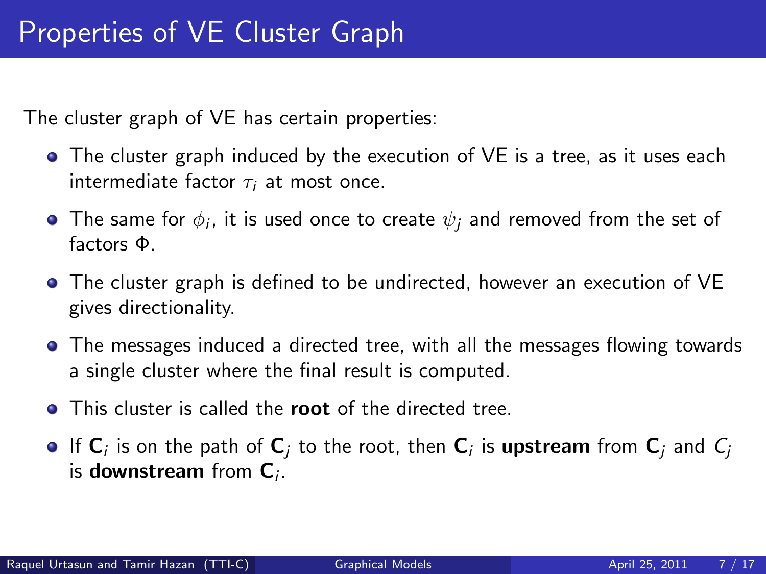# Properties of VE Cluster Graph

The cluster graph of VE has certain properties:

- The cluster graph induced by the execution of VE is a tree, as it uses each intermediate factor $\tau_i$ at most once.
- The same for $\phi_i$, it is used once to create $\psi_j$ and removed from the set of factors $\Phi$.
- The cluster graph is defined to be undirected, however an execution of VE gives directionality.
- The messages induced a directed tree, with all the messages flowing towards a single cluster where the final result is computed.
- This cluster is called the **root** of the directed tree.
- If $\mathbf{C}_i$ is on the path of $\mathbf{C}_j$ to the root, then $\mathbf{C}_i$ is **upstream** from $\mathbf{C}_j$ and $C_j$ is **downstream** from $\mathbf{C}_i$.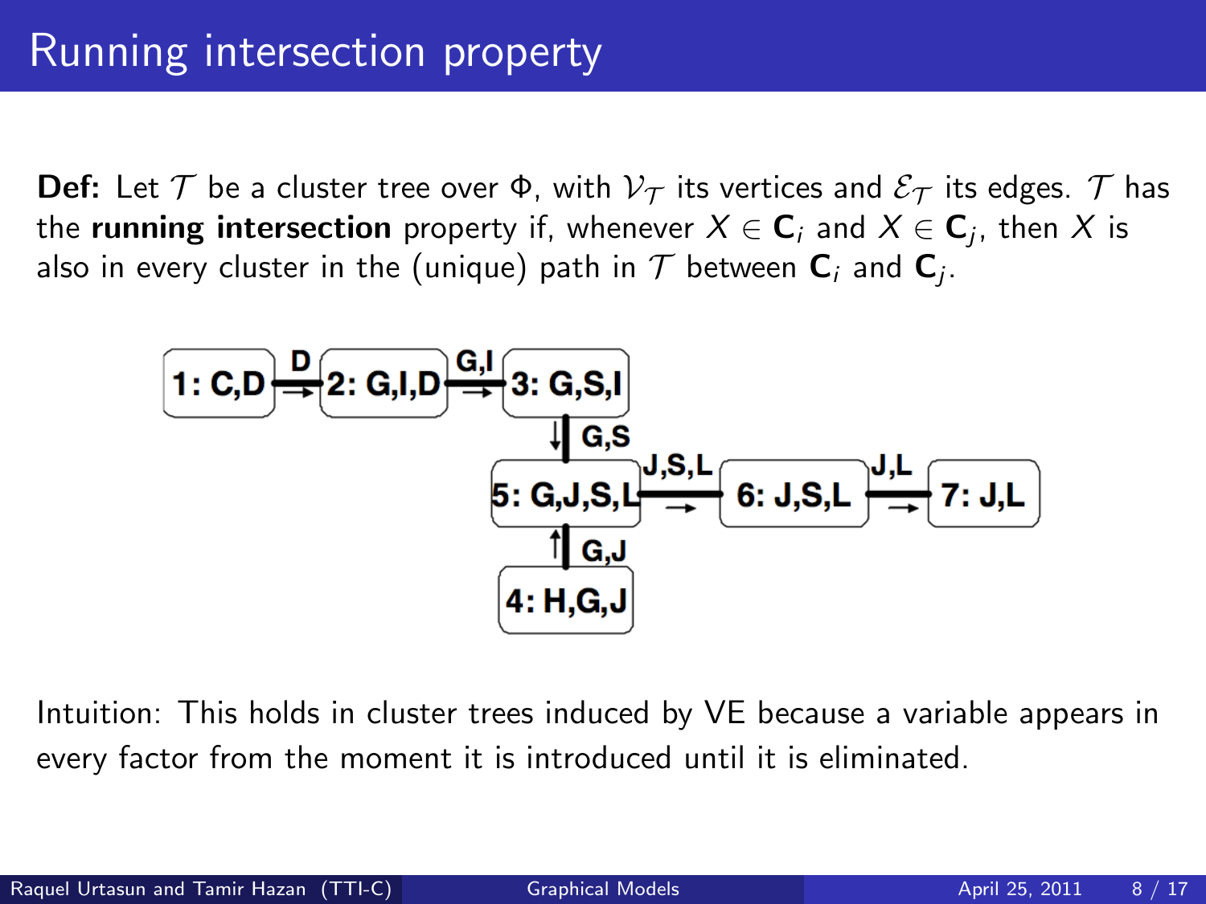# Running intersection property

**Def:** Let $\mathcal{T}$ be a cluster tree over $\Phi$, with $\mathcal{V}_\mathcal{T}$ its vertices and $\mathcal{E}_\mathcal{T}$ its edges. $\mathcal{T}$ has the **running intersection** property if, whenever $X \in \mathbf{C}_i$ and $X \in \mathbf{C}_j$, then $X$ is also in every cluster in the (unique) path in $\mathcal{T}$ between $\mathbf{C}_i$ and $\mathbf{C}_j$.

Intuition: This holds in cluster trees induced by VE because a variable appears in every factor from the moment it is introduced until it is eliminated.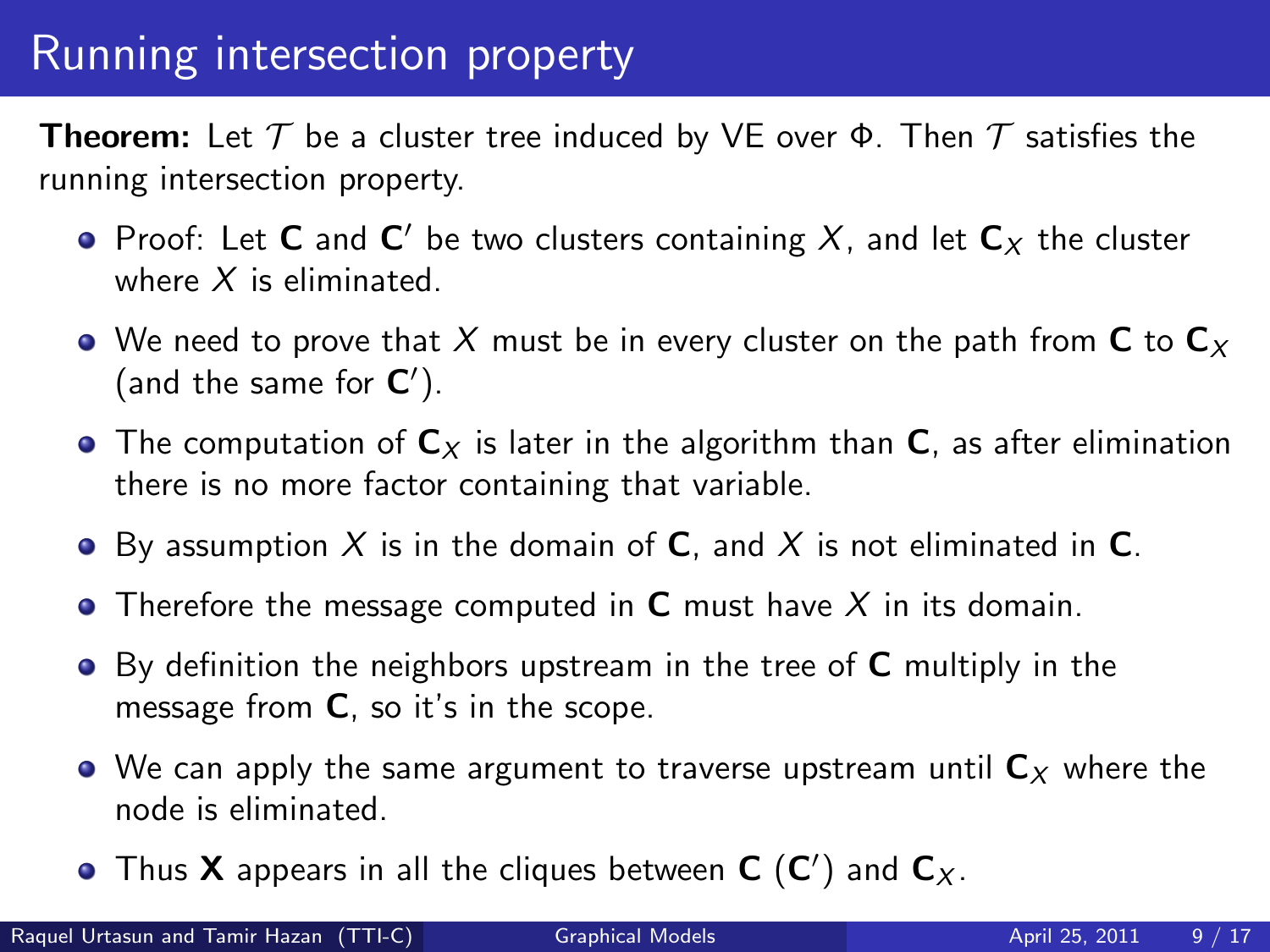# Running intersection property

**Theorem:** Let $\mathcal{T}$ be a cluster tree induced by VE over $\Phi$. Then $\mathcal{T}$ satisfies the running intersection property.

- Proof: Let $\mathbf{C}$ and $\mathbf{C}'$ be two clusters containing $X$, and let $\mathbf{C}_X$ the cluster where $X$ is eliminated.
- We need to prove that $X$ must be in every cluster on the path from $\mathbf{C}$ to $\mathbf{C}_X$ (and the same for $\mathbf{C}'$).
- The computation of $\mathbf{C}_X$ is later in the algorithm than $\mathbf{C}$, as after elimination there is no more factor containing that variable.
- By assumption $X$ is in the domain of $\mathbf{C}$, and $X$ is not eliminated in $\mathbf{C}$.
- Therefore the message computed in $\mathbf{C}$ must have $X$ in its domain.
- By definition the neighbors upstream in the tree of $\mathbf{C}$ multiply in the message from $\mathbf{C}$, so it's in the scope.
- We can apply the same argument to traverse upstream until $\mathbf{C}_X$ where the node is eliminated.
- Thus $\mathbf{X}$ appears in all the cliques between $\mathbf{C}$ ($\mathbf{C}'$) and $\mathbf{C}_X$.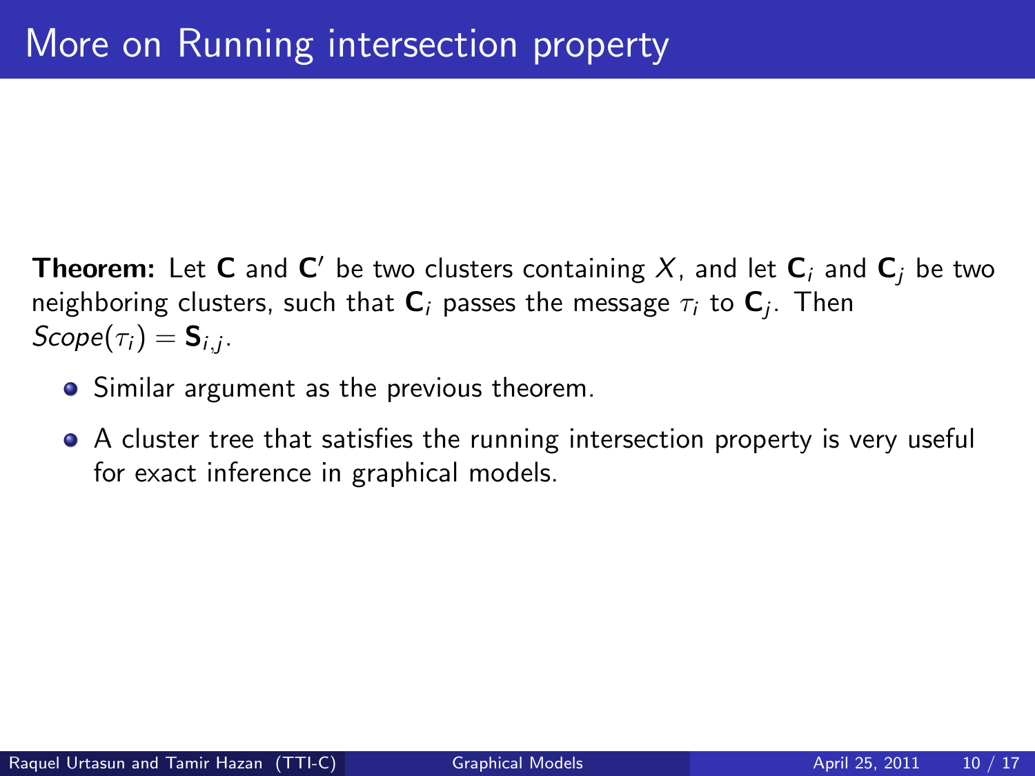# More on Running intersection property

**Theorem:** Let $\mathbf{C}$ and $\mathbf{C}'$ be two clusters containing $X$, and let $\mathbf{C}_i$ and $\mathbf{C}_j$ be two neighboring clusters, such that $\mathbf{C}_i$ passes the message $\tau_i$ to $\mathbf{C}_j$. Then $Scope(\tau_i) = \mathbf{S}_{i,j}$.

- Similar argument as the previous theorem.
- A cluster tree that satisfies the running intersection property is very useful for exact inference in graphical models.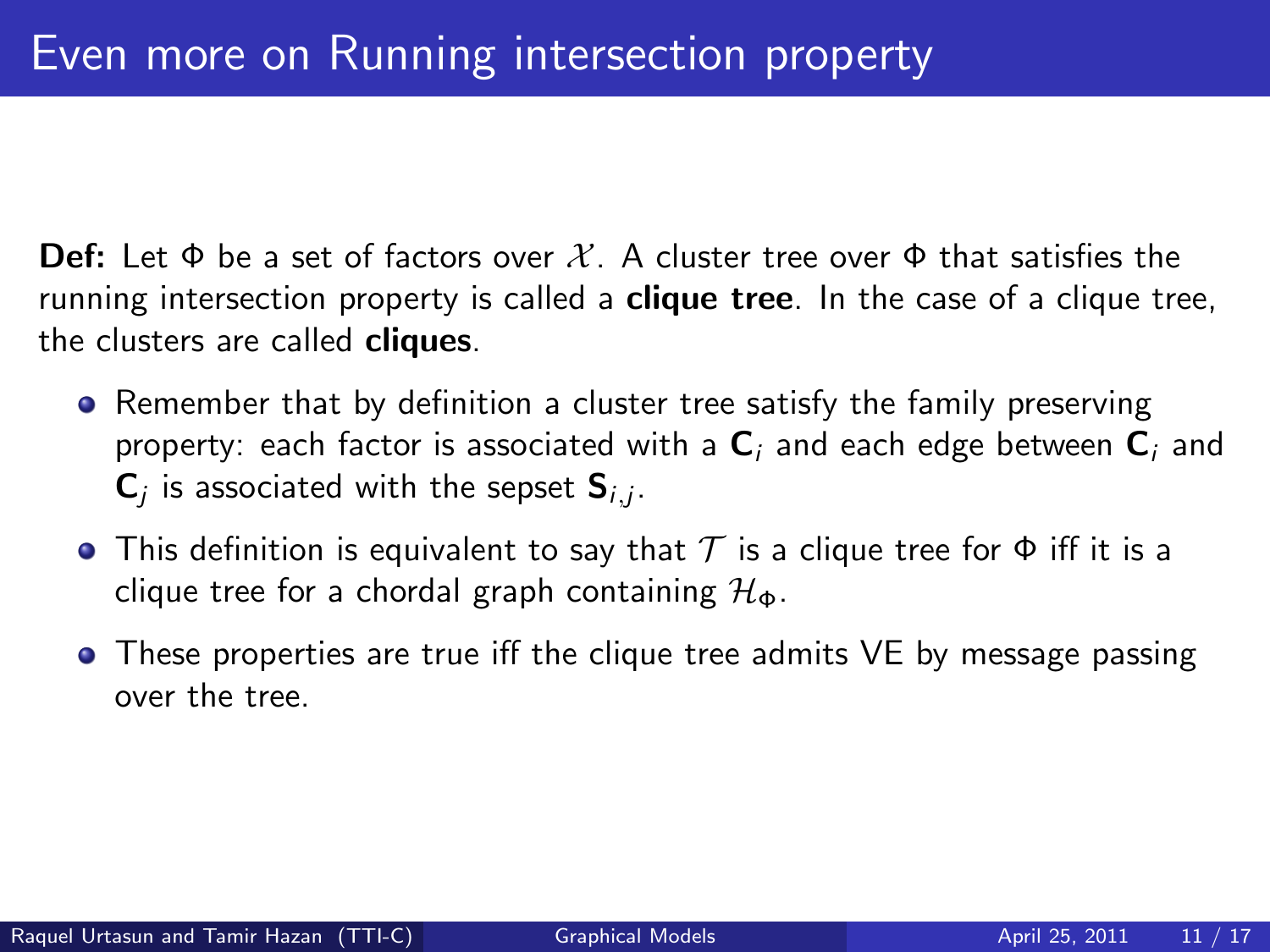# Even more on Running intersection property

**Def:** Let $\Phi$ be a set of factors over $\mathcal{X}$. A cluster tree over $\Phi$ that satisfies the running intersection property is called a **clique tree**. In the case of a clique tree, the clusters are called **cliques**.

- Remember that by definition a cluster tree satisfy the family preserving property: each factor is associated with a $\mathbf{C}_i$ and each edge between $\mathbf{C}_i$ and $\mathbf{C}_j$ is associated with the sepset $\mathbf{S}_{i,j}$.
- This definition is equivalent to say that $\mathcal{T}$ is a clique tree for $\Phi$ iff it is a clique tree for a chordal graph containing $\mathcal{H}_\Phi$.
- These properties are true iff the clique tree admits VE by message passing over the tree.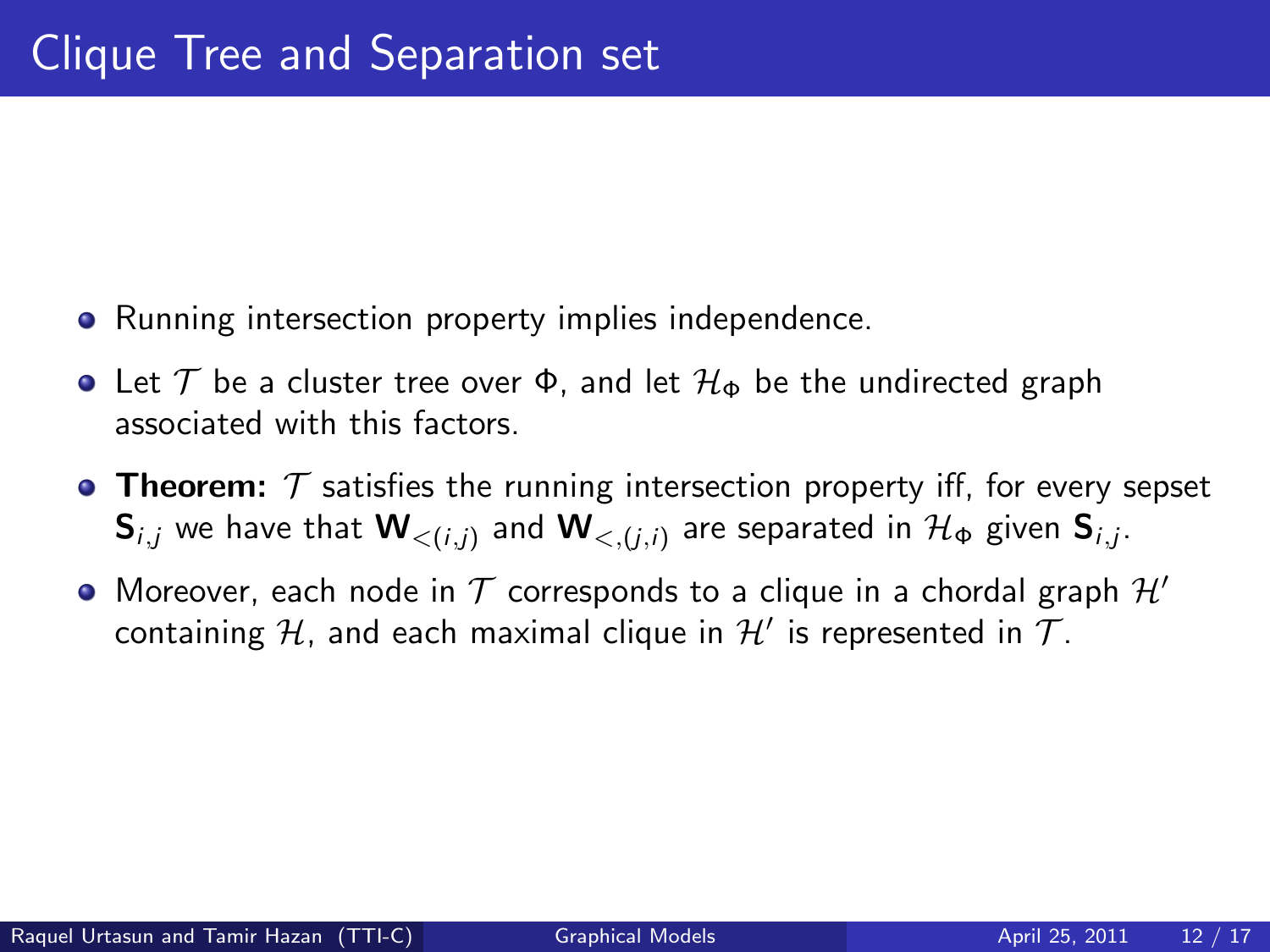# Clique Tree and Separation set

- Running intersection property implies independence.
- Let $\mathcal{T}$ be a cluster tree over $\Phi$, and let $\mathcal{H}_\Phi$ be the undirected graph associated with this factors.
- **Theorem:** $\mathcal{T}$ satisfies the running intersection property iff, for every sepset $\mathbf{S}_{i,j}$ we have that $\mathbf{W}_{<(i,j)}$ and $\mathbf{W}_{<,(j,i)}$ are separated in $\mathcal{H}_\Phi$ given $\mathbf{S}_{i,j}$.
- Moreover, each node in $\mathcal{T}$ corresponds to a clique in a chordal graph $\mathcal{H}'$ containing $\mathcal{H}$, and each maximal clique in $\mathcal{H}'$ is represented in $\mathcal{T}$.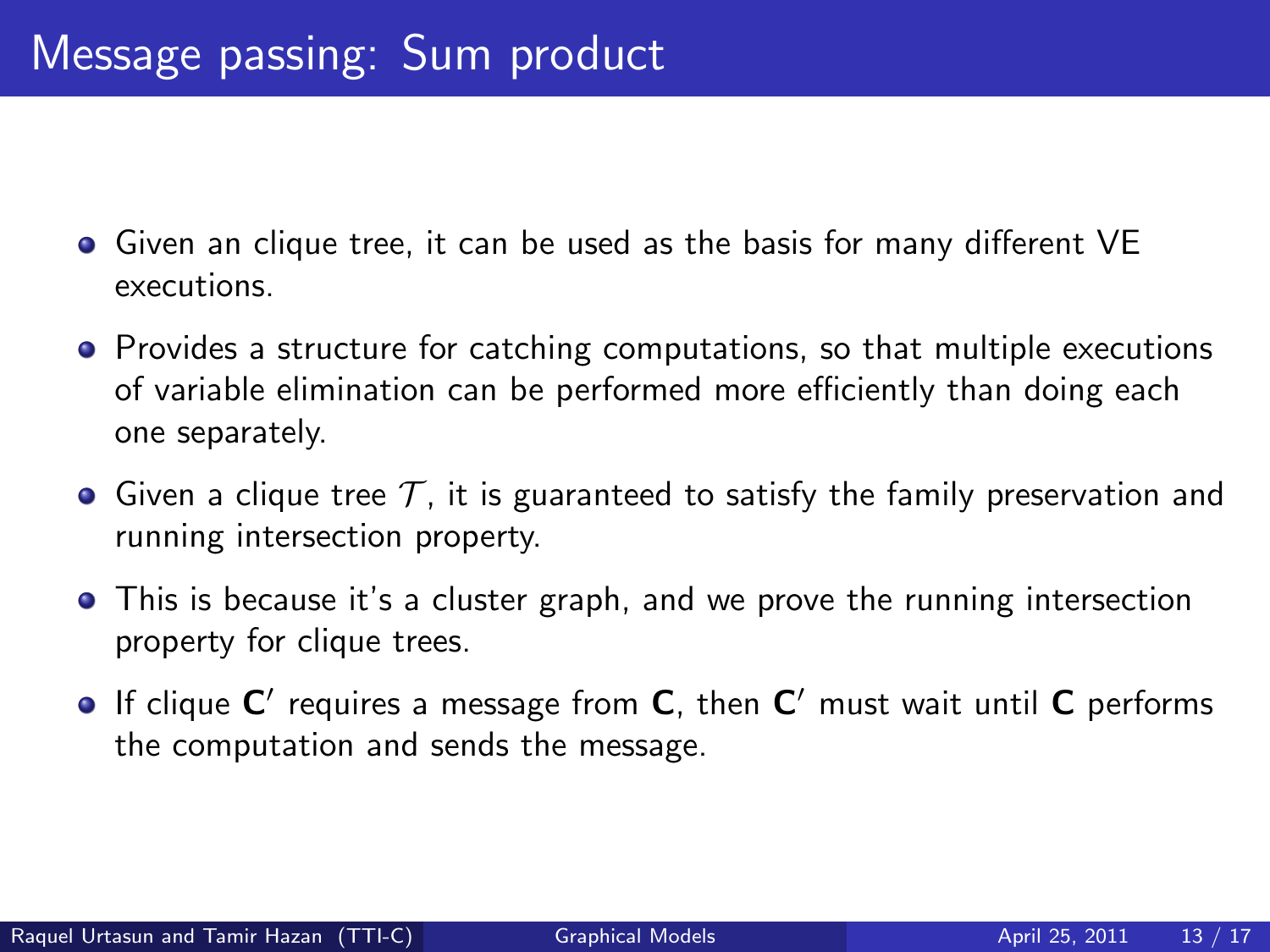# Message passing: Sum product

- Given an clique tree, it can be used as the basis for many different VE executions.
- Provides a structure for catching computations, so that multiple executions of variable elimination can be performed more efficiently than doing each one separately.
- Given a clique tree $\mathcal{T}$, it is guaranteed to satisfy the family preservation and running intersection property.
- This is because it's a cluster graph, and we prove the running intersection property for clique trees.
- If clique $\mathbf{C}'$ requires a message from $\mathbf{C}$, then $\mathbf{C}'$ must wait until $\mathbf{C}$ performs the computation and sends the message.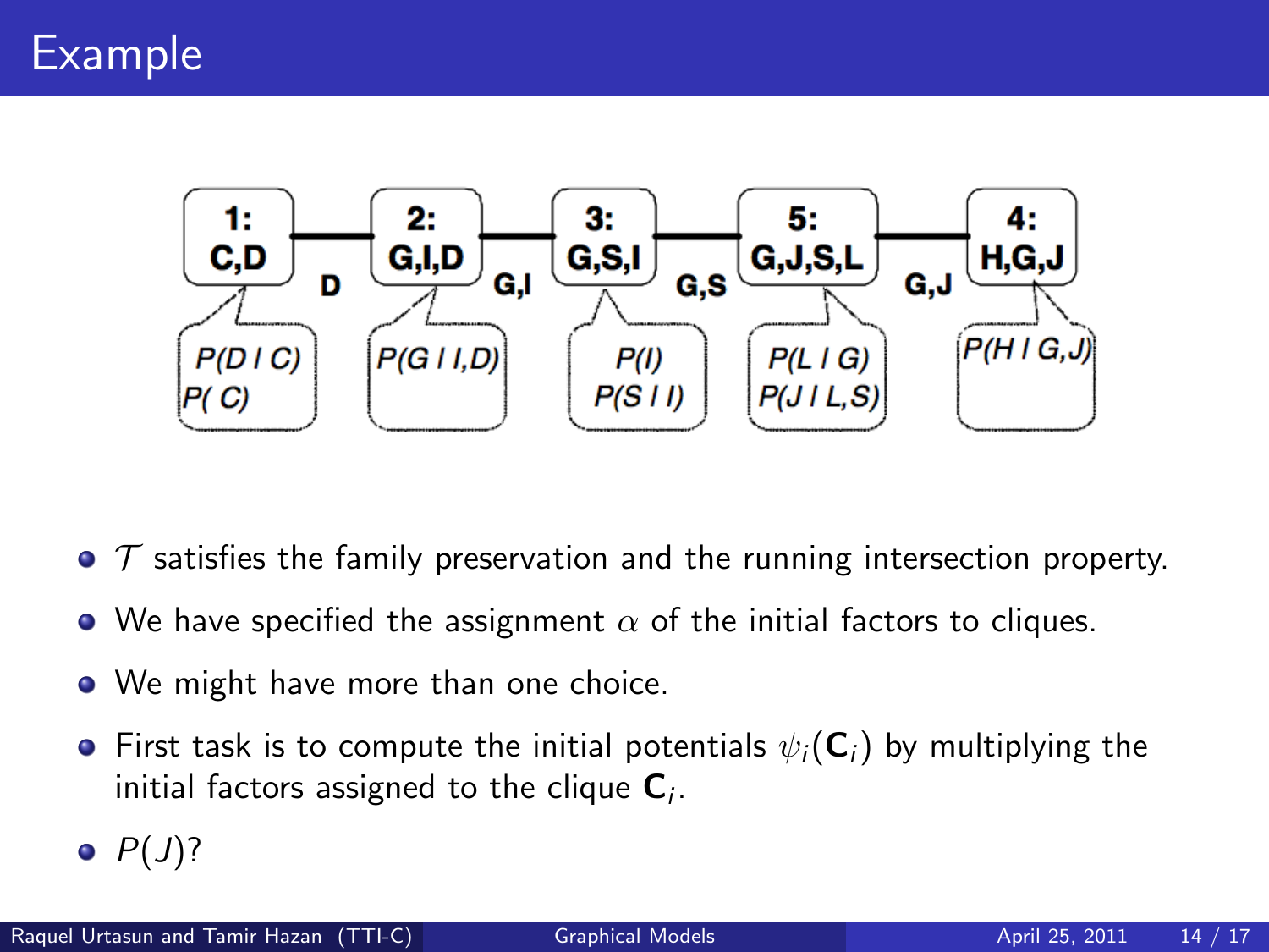# Example

1: C,D — D — 2: G,I,D — G,I — 3: G,S,I — G,S — 5: G,J,S,L — G,J — 4: H,G,J

- Clique 1 (C,D): $P(D \mid C)$, $P(C)$
- Clique 2 (G,I,D): $P(G \mid I, D)$
- Clique 3 (G,S,I): $P(I)$, $P(S \mid I)$
- Clique 5 (G,J,S,L): $P(L \mid G)$, $P(J \mid L, S)$
- Clique 4 (H,G,J): $P(H \mid G, J)$

- $\mathcal{T}$ satisfies the family preservation and the running intersection property.
- We have specified the assignment $\alpha$ of the initial factors to cliques.
- We might have more than one choice.
- First task is to compute the initial potentials $\psi_i(\mathbf{C}_i)$ by multiplying the initial factors assigned to the clique $\mathbf{C}_i$.
- $P(J)$?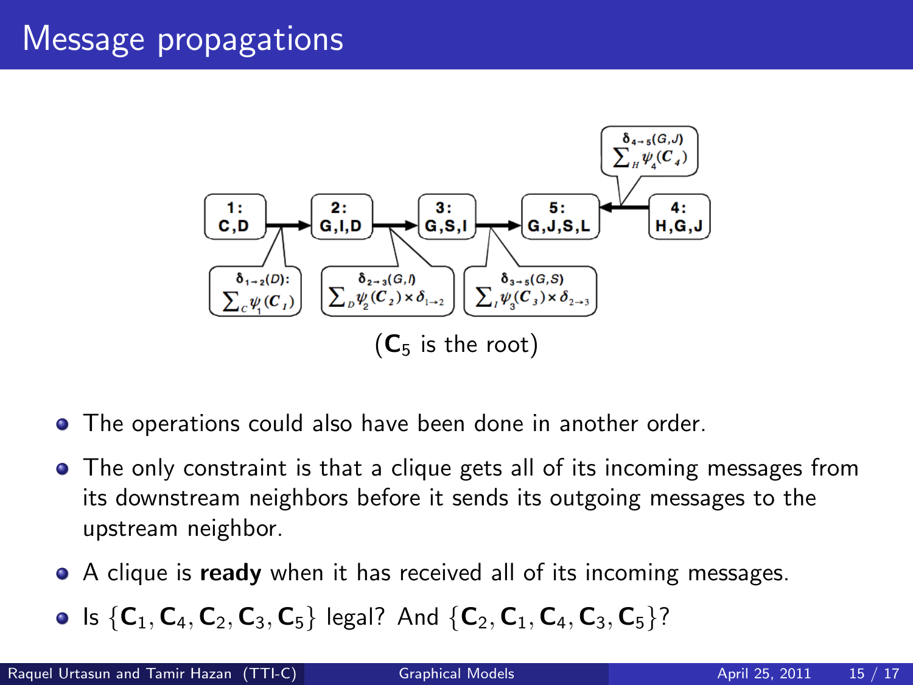# Message propagations

($\mathbf{C}_5$ is the root)

- The operations could also have been done in another order.
- The only constraint is that a clique gets all of its incoming messages from its downstream neighbors before it sends its outgoing messages to the upstream neighbor.
- A clique is **ready** when it has received all of its incoming messages.
- Is $\{\mathbf{C}_1, \mathbf{C}_4, \mathbf{C}_2, \mathbf{C}_3, \mathbf{C}_5\}$ legal? And $\{\mathbf{C}_2, \mathbf{C}_1, \mathbf{C}_4, \mathbf{C}_3, \mathbf{C}_5\}$?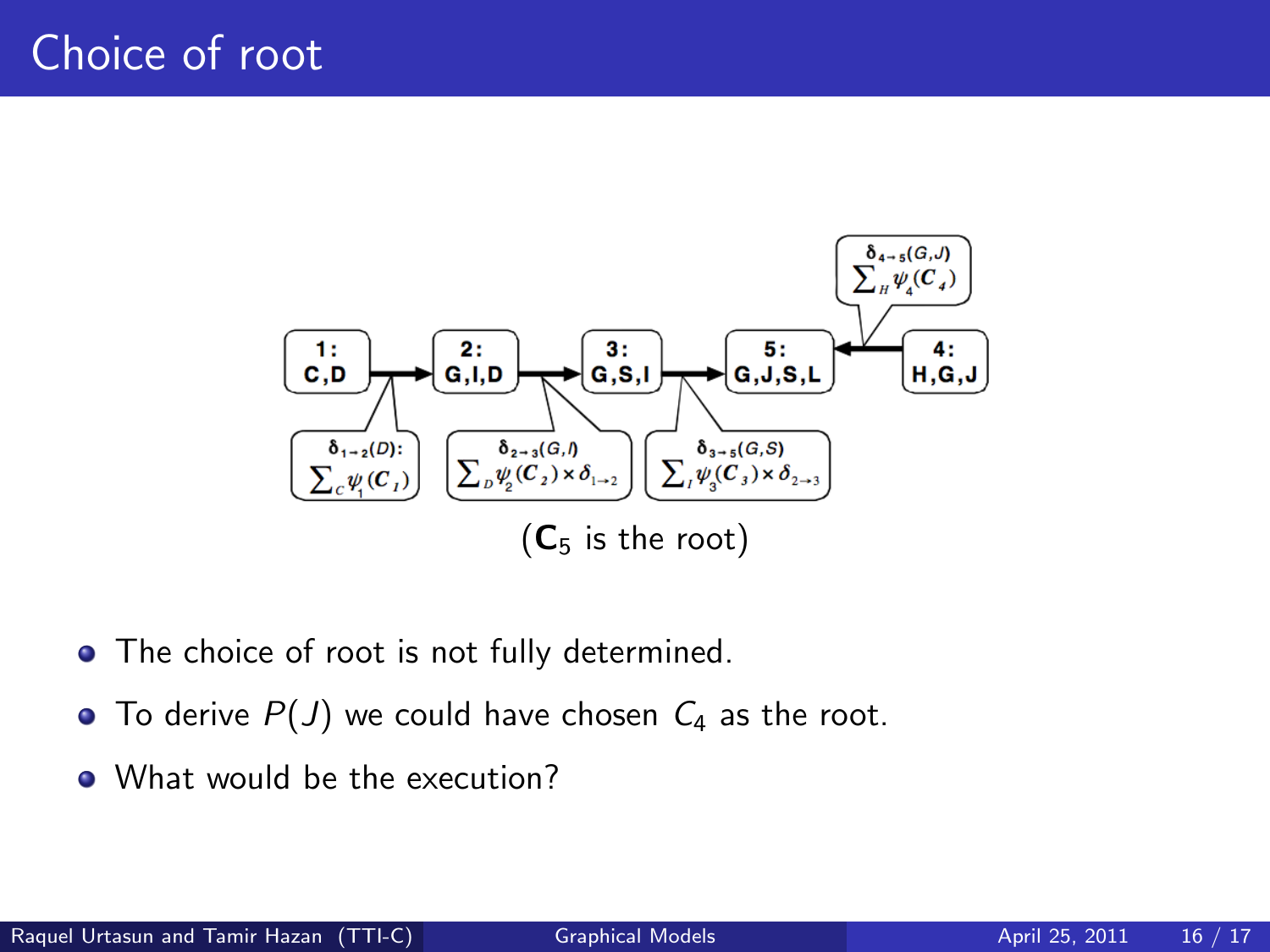# Choice of root

($\mathbf{C}_5$ is the root)

- The choice of root is not fully determined.
- To derive $P(J)$ we could have chosen $C_4$ as the root.
- What would be the execution?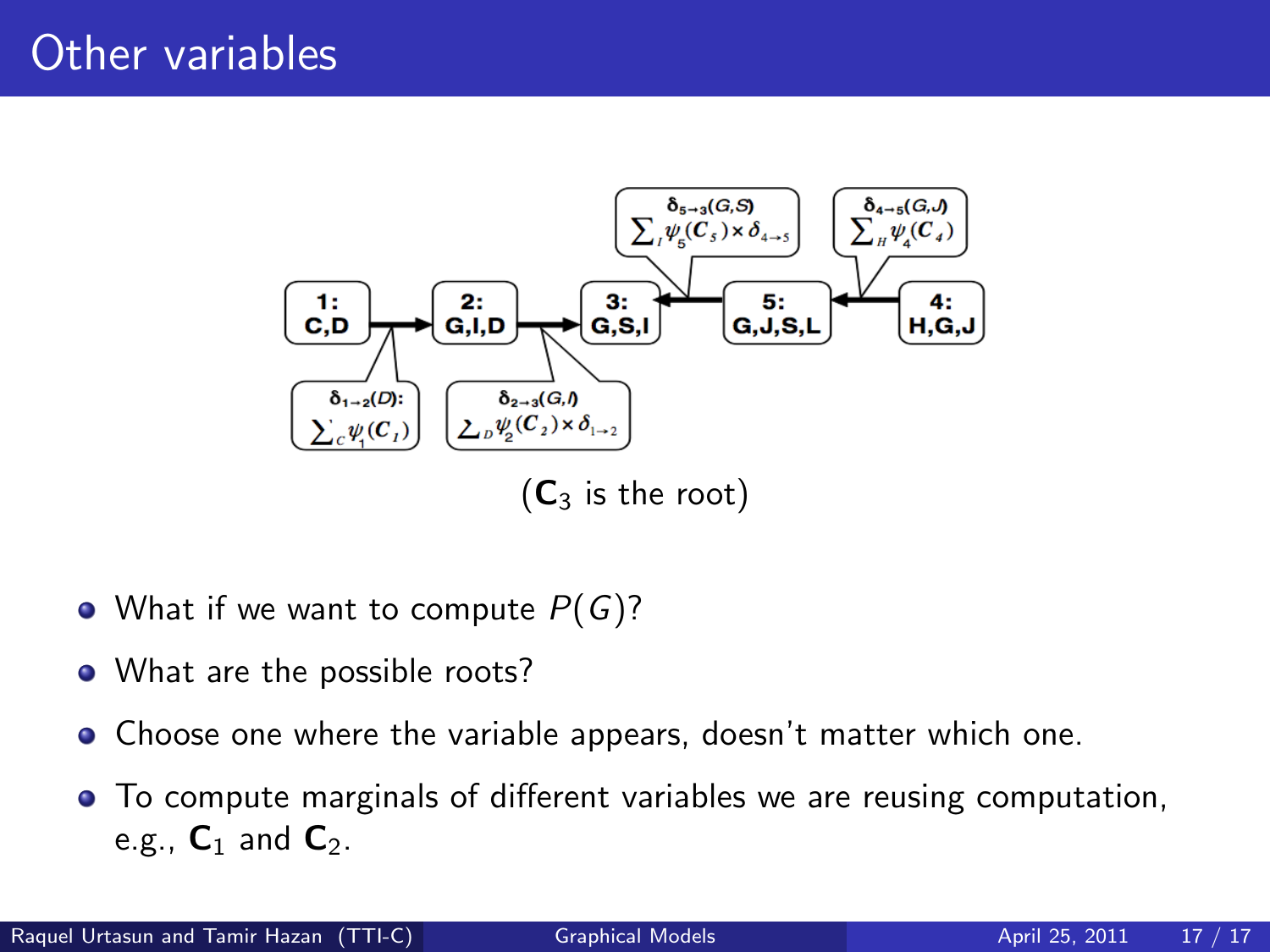# Other variables

1: C,D

2: G,I,D

3: G,S,I

5: G,J,S,L

4: H,G,J

$\delta_{1\to 2}(D)$: $\sum_C \psi_1(C_1)$

$\delta_{2\to 3}(G,I)$: $\sum_D \psi_2(C_2) \times \delta_{1\to 2}$

$\delta_{5\to 3}(G,S)$: $\sum_I \psi_5(C_5) \times \delta_{4\to 5}$

$\delta_{4\to 5}(G,J)$: $\sum_H \psi_4(C_4)$

($\mathbf{C}_3$ is the root)

- What if we want to compute $P(G)$?
- What are the possible roots?
- Choose one where the variable appears, doesn't matter which one.
- To compute marginals of different variables we are reusing computation, e.g., $\mathbf{C}_1$ and $\mathbf{C}_2$.